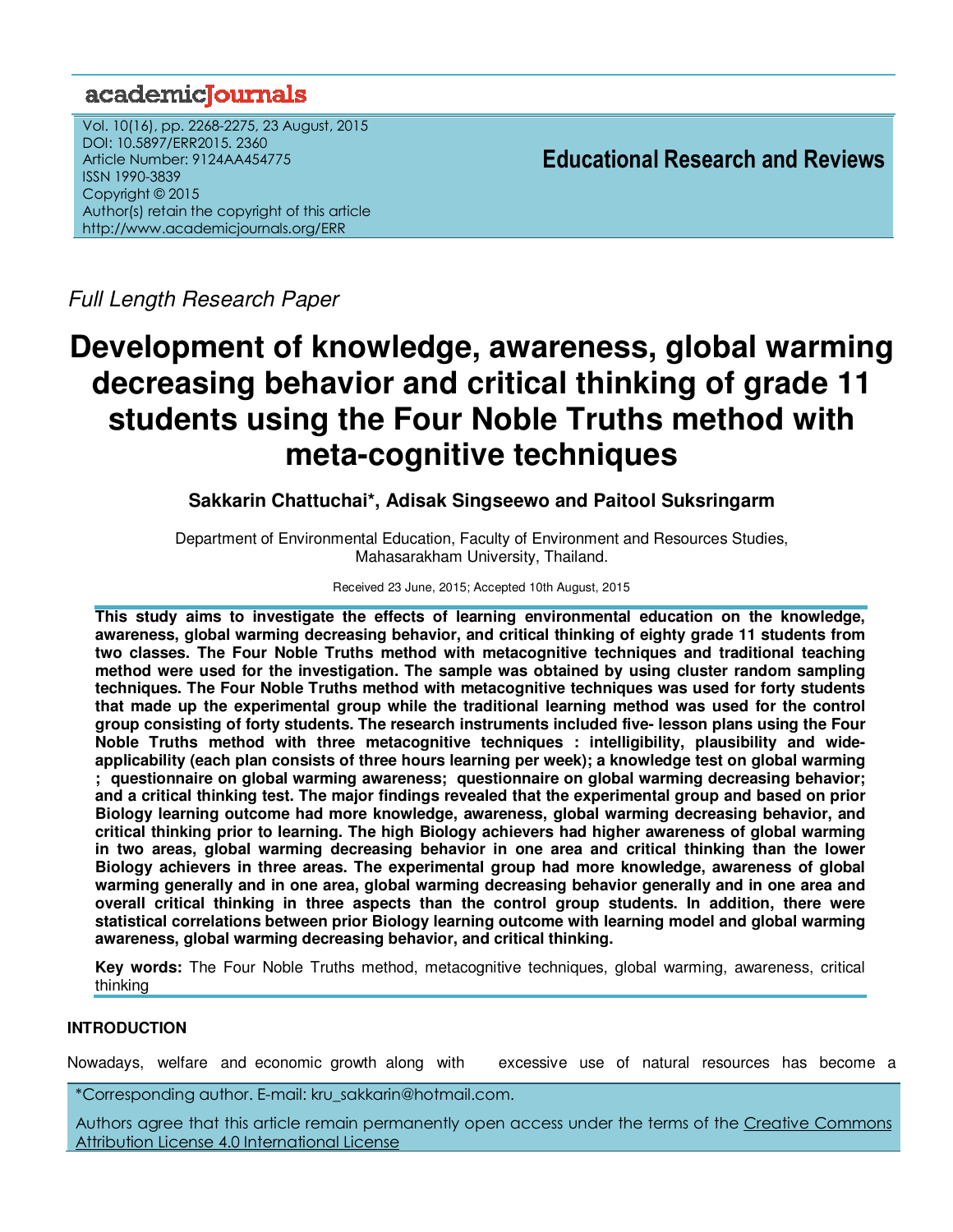academicJournals

Vol. 10(16), pp. 2268-2275, 23 August, 2015
DOI: 10.5897/ERR2015. 2360
Article Number: 9124AA454775
ISSN 1990-3839
Copyright © 2015
Author(s) retain the copyright of this article
http://www.academicjournals.org/ERR

**Educational Research and Reviews**

*Full Length Research Paper*

# Development of knowledge, awareness, global warming decreasing behavior and critical thinking of grade 11 students using the Four Noble Truths method with meta-cognitive techniques

**Sakkarin Chattuchai*, Adisak Singseewo and Paitool Suksringarm**

Department of Environmental Education, Faculty of Environment and Resources Studies, Mahasarakham University, Thailand.

Received 23 June, 2015; Accepted 10th August, 2015

**This study aims to investigate the effects of learning environmental education on the knowledge, awareness, global warming decreasing behavior, and critical thinking of eighty grade 11 students from two classes. The Four Noble Truths method with metacognitive techniques and traditional teaching method were used for the investigation. The sample was obtained by using cluster random sampling techniques. The Four Noble Truths method with metacognitive techniques was used for forty students that made up the experimental group while the traditional learning method was used for the control group consisting of forty students. The research instruments included five- lesson plans using the Four Noble Truths method with three metacognitive techniques : intelligibility, plausibility and wide-applicability (each plan consists of three hours learning per week); a knowledge test on global warming ; questionnaire on global warming awareness; questionnaire on global warming decreasing behavior; and a critical thinking test. The major findings revealed that the experimental group and based on prior Biology learning outcome had more knowledge, awareness, global warming decreasing behavior, and critical thinking prior to learning. The high Biology achievers had higher awareness of global warming in two areas, global warming decreasing behavior in one area and critical thinking than the lower Biology achievers in three areas. The experimental group had more knowledge, awareness of global warming generally and in one area, global warming decreasing behavior generally and in one area and overall critical thinking in three aspects than the control group students. In addition, there were statistical correlations between prior Biology learning outcome with learning model and global warming awareness, global warming decreasing behavior, and critical thinking.**

**Key words:** The Four Noble Truths method, metacognitive techniques, global warming, awareness, critical thinking

## INTRODUCTION

Nowadays, welfare and economic growth along with excessive use of natural resources has become a

*Corresponding author. E-mail: kru_sakkarin@hotmail.com.

Authors agree that this article remain permanently open access under the terms of the Creative Commons Attribution License 4.0 International License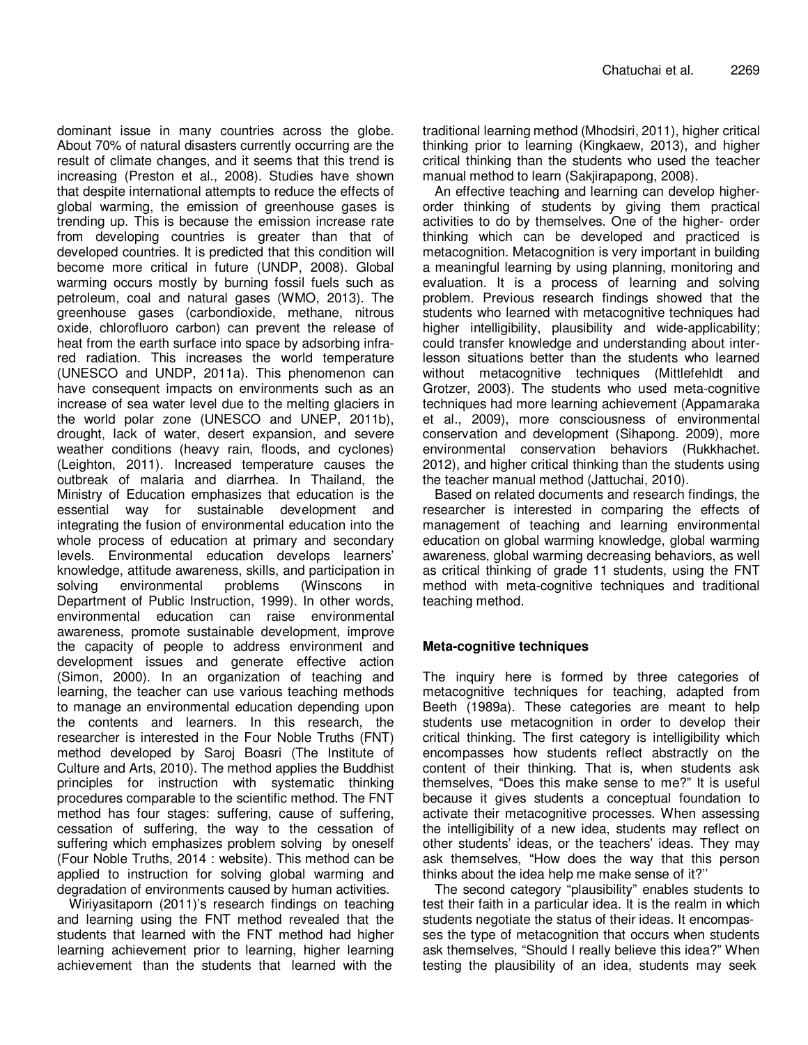dominant issue in many countries across the globe. About 70% of natural disasters currently occurring are the result of climate changes, and it seems that this trend is increasing (Preston et al., 2008). Studies have shown that despite international attempts to reduce the effects of global warming, the emission of greenhouse gases is trending up. This is because the emission increase rate from developing countries is greater than that of developed countries. It is predicted that this condition will become more critical in future (UNDP, 2008). Global warming occurs mostly by burning fossil fuels such as petroleum, coal and natural gases (WMO, 2013). The greenhouse gases (carbondioxide, methane, nitrous oxide, chlorofluoro carbon) can prevent the release of heat from the earth surface into space by adsorbing infra-red radiation. This increases the world temperature (UNESCO and UNDP, 2011a). This phenomenon can have consequent impacts on environments such as an increase of sea water level due to the melting glaciers in the world polar zone (UNESCO and UNEP, 2011b), drought, lack of water, desert expansion, and severe weather conditions (heavy rain, floods, and cyclones) (Leighton, 2011). Increased temperature causes the outbreak of malaria and diarrhea. In Thailand, the Ministry of Education emphasizes that education is the essential way for sustainable development and integrating the fusion of environmental education into the whole process of education at primary and secondary levels. Environmental education develops learners' knowledge, attitude awareness, skills, and participation in solving environmental problems (Winscons in Department of Public Instruction, 1999). In other words, environmental education can raise environmental awareness, promote sustainable development, improve the capacity of people to address environment and development issues and generate effective action (Simon, 2000). In an organization of teaching and learning, the teacher can use various teaching methods to manage an environmental education depending upon the contents and learners. In this research, the researcher is interested in the Four Noble Truths (FNT) method developed by Saroj Boasri (The Institute of Culture and Arts, 2010). The method applies the Buddhist principles for instruction with systematic thinking procedures comparable to the scientific method. The FNT method has four stages: suffering, cause of suffering, cessation of suffering, the way to the cessation of suffering which emphasizes problem solving by oneself (Four Noble Truths, 2014 : website). This method can be applied to instruction for solving global warming and degradation of environments caused by human activities.

Wiriyasitaporn (2011)'s research findings on teaching and learning using the FNT method revealed that the students that learned with the FNT method had higher learning achievement prior to learning, higher learning achievement than the students that learned with the traditional learning method (Mhodsiri, 2011), higher critical thinking prior to learning (Kingkaew, 2013), and higher critical thinking than the students who used the teacher manual method to learn (Sakjirapapong, 2008).

An effective teaching and learning can develop higher-order thinking of students by giving them practical activities to do by themselves. One of the higher- order thinking which can be developed and practiced is metacognition. Metacognition is very important in building a meaningful learning by using planning, monitoring and evaluation. It is a process of learning and solving problem. Previous research findings showed that the students who learned with metacognitive techniques had higher intelligibility, plausibility and wide-applicability; could transfer knowledge and understanding about inter-lesson situations better than the students who learned without metacognitive techniques (Mittlefehldt and Grotzer, 2003). The students who used meta-cognitive techniques had more learning achievement (Appamaraka et al., 2009), more consciousness of environmental conservation and development (Sihapong. 2009), more environmental conservation behaviors (Rukkhachet. 2012), and higher critical thinking than the students using the teacher manual method (Jattuchai, 2010).

Based on related documents and research findings, the researcher is interested in comparing the effects of management of teaching and learning environmental education on global warming knowledge, global warming awareness, global warming decreasing behaviors, as well as critical thinking of grade 11 students, using the FNT method with meta-cognitive techniques and traditional teaching method.

## Meta-cognitive techniques

The inquiry here is formed by three categories of metacognitive techniques for teaching, adapted from Beeth (1989a). These categories are meant to help students use metacognition in order to develop their critical thinking. The first category is intelligibility which encompasses how students reflect abstractly on the content of their thinking. That is, when students ask themselves, "Does this make sense to me?" It is useful because it gives students a conceptual foundation to activate their metacognitive processes. When assessing the intelligibility of a new idea, students may reflect on other students' ideas, or the teachers' ideas. They may ask themselves, "How does the way that this person thinks about the idea help me make sense of it?''

The second category "plausibility" enables students to test their faith in a particular idea. It is the realm in which students negotiate the status of their ideas. It encompasses the type of metacognition that occurs when students ask themselves, "Should I really believe this idea?" When testing the plausibility of an idea, students may seek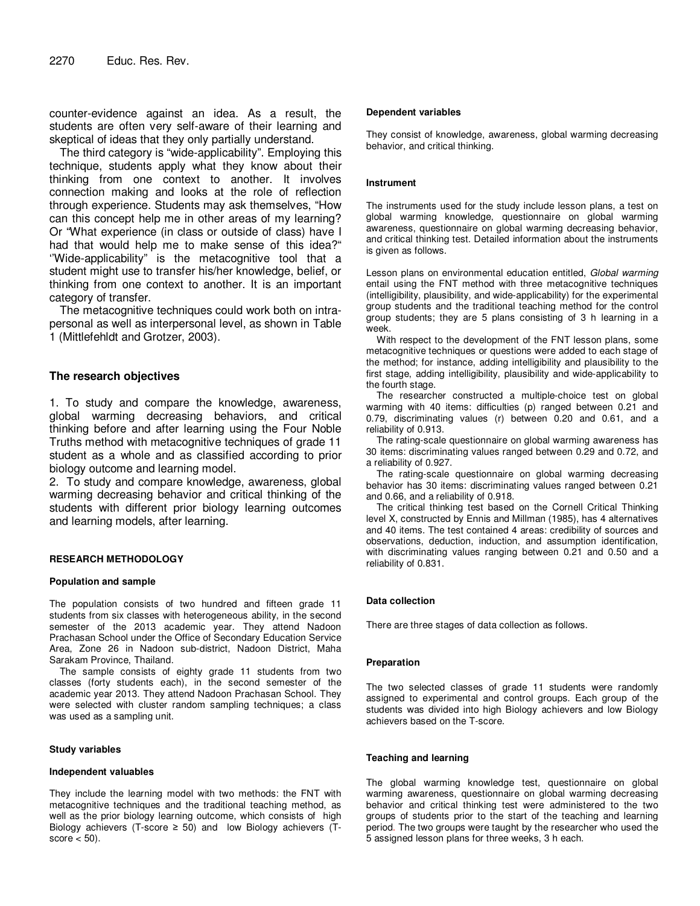counter-evidence against an idea. As a result, the students are often very self-aware of their learning and skeptical of ideas that they only partially understand.

The third category is "wide-applicability". Employing this technique, students apply what they know about their thinking from one context to another. It involves connection making and looks at the role of reflection through experience. Students may ask themselves, "How can this concept help me in other areas of my learning? Or "What experience (in class or outside of class) have I had that would help me to make sense of this idea?" ''Wide-applicability" is the metacognitive tool that a student might use to transfer his/her knowledge, belief, or thinking from one context to another. It is an important category of transfer.

The metacognitive techniques could work both on intra-personal as well as interpersonal level, as shown in Table 1 (Mittlefehldt and Grotzer, 2003).

## The research objectives

1. To study and compare the knowledge, awareness, global warming decreasing behaviors, and critical thinking before and after learning using the Four Noble Truths method with metacognitive techniques of grade 11 student as a whole and as classified according to prior biology outcome and learning model.
2. To study and compare knowledge, awareness, global warming decreasing behavior and critical thinking of the students with different prior biology learning outcomes and learning models, after learning.

## RESEARCH METHODOLOGY

### Population and sample

The population consists of two hundred and fifteen grade 11 students from six classes with heterogeneous ability, in the second semester of the 2013 academic year. They attend Nadoon Prachasan School under the Office of Secondary Education Service Area, Zone 26 in Nadoon sub-district, Nadoon District, Maha Sarakam Province, Thailand.

The sample consists of eighty grade 11 students from two classes (forty students each), in the second semester of the academic year 2013. They attend Nadoon Prachasan School. They were selected with cluster random sampling techniques; a class was used as a sampling unit.

### Study variables

#### Independent valuables

They include the learning model with two methods: the FNT with metacognitive techniques and the traditional teaching method, as well as the prior biology learning outcome, which consists of high Biology achievers (T-score ≥ 50) and low Biology achievers (T-score < 50).

#### Dependent variables

They consist of knowledge, awareness, global warming decreasing behavior, and critical thinking.

### Instrument

The instruments used for the study include lesson plans, a test on global warming knowledge, questionnaire on global warming awareness, questionnaire on global warming decreasing behavior, and critical thinking test. Detailed information about the instruments is given as follows.

Lesson plans on environmental education entitled, *Global warming* entail using the FNT method with three metacognitive techniques (intelligibility, plausibility, and wide-applicability) for the experimental group students and the traditional teaching method for the control group students; they are 5 plans consisting of 3 h learning in a week.

With respect to the development of the FNT lesson plans, some metacognitive techniques or questions were added to each stage of the method; for instance, adding intelligibility and plausibility to the first stage, adding intelligibility, plausibility and wide-applicability to the fourth stage.

The researcher constructed a multiple-choice test on global warming with 40 items: difficulties (p) ranged between 0.21 and 0.79, discriminating values (r) between 0.20 and 0.61, and a reliability of 0.913.

The rating-scale questionnaire on global warming awareness has 30 items: discriminating values ranged between 0.29 and 0.72, and a reliability of 0.927.

The rating-scale questionnaire on global warming decreasing behavior has 30 items: discriminating values ranged between 0.21 and 0.66, and a reliability of 0.918.

The critical thinking test based on the Cornell Critical Thinking level X, constructed by Ennis and Millman (1985), has 4 alternatives and 40 items. The test contained 4 areas: credibility of sources and observations, deduction, induction, and assumption identification, with discriminating values ranging between 0.21 and 0.50 and a reliability of 0.831.

### Data collection

There are three stages of data collection as follows.

#### Preparation

The two selected classes of grade 11 students were randomly assigned to experimental and control groups. Each group of the students was divided into high Biology achievers and low Biology achievers based on the T-score.

#### Teaching and learning

The global warming knowledge test, questionnaire on global warming awareness, questionnaire on global warming decreasing behavior and critical thinking test were administered to the two groups of students prior to the start of the teaching and learning period. The two groups were taught by the researcher who used the 5 assigned lesson plans for three weeks, 3 h each.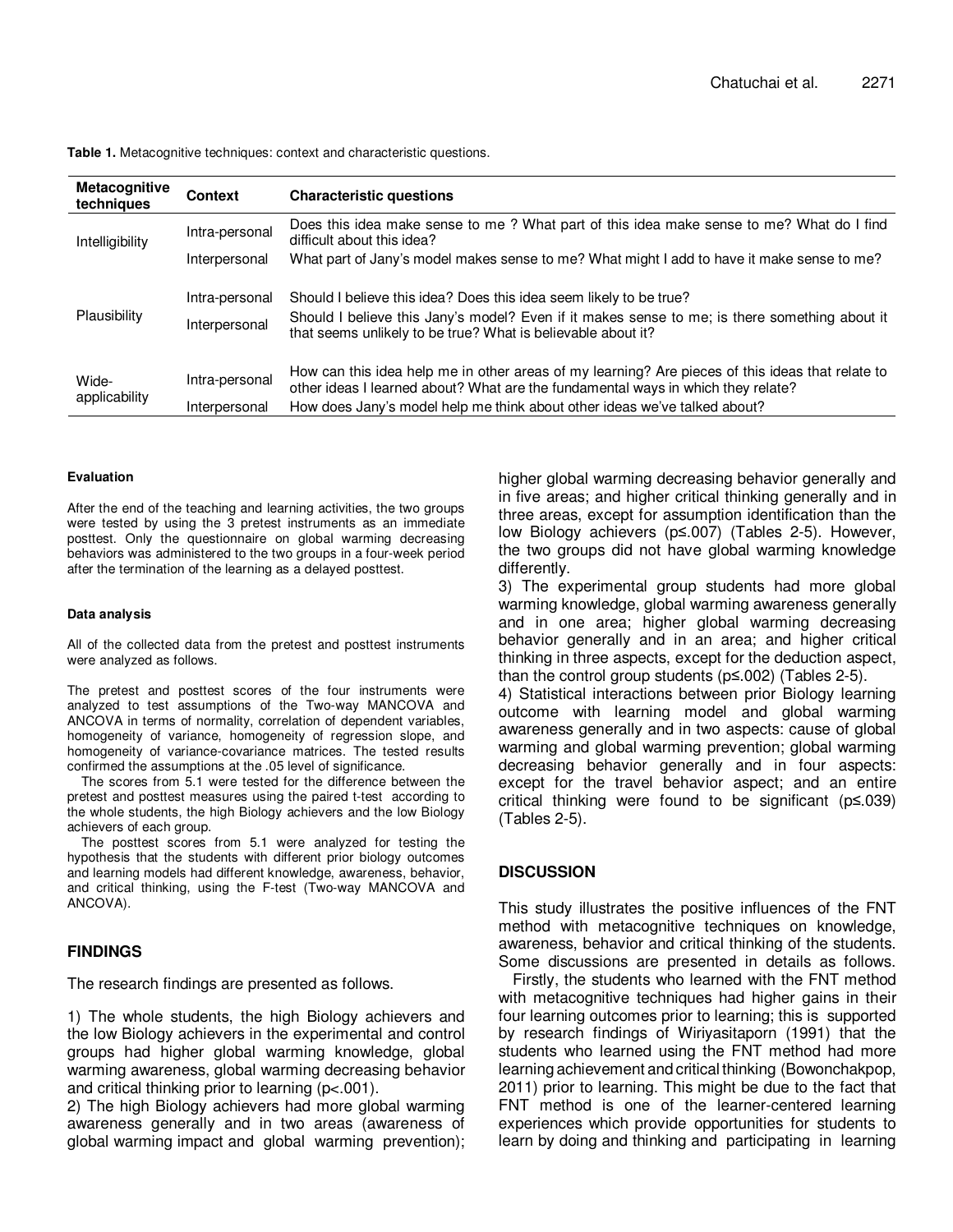**Table 1.** Metacognitive techniques: context and characteristic questions.

| Metacognitive techniques | Context | Characteristic questions |
|---|---|---|
| Intelligibility | Intra-personal | Does this idea make sense to me ? What part of this idea make sense to me? What do I find difficult about this idea? |
| | Interpersonal | What part of Jany's model makes sense to me? What might I add to have it make sense to me? |
| Plausibility | Intra-personal | Should I believe this idea? Does this idea seem likely to be true? |
| | Interpersonal | Should I believe this Jany's model? Even if it makes sense to me; is there something about it that seems unlikely to be true? What is believable about it? |
| Wide-applicability | Intra-personal | How can this idea help me in other areas of my learning? Are pieces of this ideas that relate to other ideas I learned about? What are the fundamental ways in which they relate? |
| | Interpersonal | How does Jany's model help me think about other ideas we've talked about? |

#### Evaluation

After the end of the teaching and learning activities, the two groups were tested by using the 3 pretest instruments as an immediate posttest. Only the questionnaire on global warming decreasing behaviors was administered to the two groups in a four-week period after the termination of the learning as a delayed posttest.

#### Data analysis

All of the collected data from the pretest and posttest instruments were analyzed as follows.

The pretest and posttest scores of the four instruments were analyzed to test assumptions of the Two-way MANCOVA and ANCOVA in terms of normality, correlation of dependent variables, homogeneity of variance, homogeneity of regression slope, and homogeneity of variance-covariance matrices. The tested results confirmed the assumptions at the .05 level of significance.

The scores from 5.1 were tested for the difference between the pretest and posttest measures using the paired t-test according to the whole students, the high Biology achievers and the low Biology achievers of each group.

The posttest scores from 5.1 were analyzed for testing the hypothesis that the students with different prior biology outcomes and learning models had different knowledge, awareness, behavior, and critical thinking, using the F-test (Two-way MANCOVA and ANCOVA).

## FINDINGS

The research findings are presented as follows.

1) The whole students, the high Biology achievers and the low Biology achievers in the experimental and control groups had higher global warming knowledge, global warming awareness, global warming decreasing behavior and critical thinking prior to learning ($p<.001$).

2) The high Biology achievers had more global warming awareness generally and in two areas (awareness of global warming impact and global warming prevention); higher global warming decreasing behavior generally and in five areas; and higher critical thinking generally and in three areas, except for assumption identification than the low Biology achievers ($p\leq.007$) (Tables 2-5). However, the two groups did not have global warming knowledge differently.

3) The experimental group students had more global warming knowledge, global warming awareness generally and in one area; higher global warming decreasing behavior generally and in an area; and higher critical thinking in three aspects, except for the deduction aspect, than the control group students ($p\leq.002$) (Tables 2-5).

4) Statistical interactions between prior Biology learning outcome with learning model and global warming awareness generally and in two aspects: cause of global warming and global warming prevention; global warming decreasing behavior generally and in four aspects: except for the travel behavior aspect; and an entire critical thinking were found to be significant ($p\leq.039$) (Tables 2-5).

## DISCUSSION

This study illustrates the positive influences of the FNT method with metacognitive techniques on knowledge, awareness, behavior and critical thinking of the students. Some discussions are presented in details as follows.

Firstly, the students who learned with the FNT method with metacognitive techniques had higher gains in their four learning outcomes prior to learning; this is supported by research findings of Wiriyasitaporn (1991) that the students who learned using the FNT method had more learning achievement and critical thinking (Bowonchakpop, 2011) prior to learning. This might be due to the fact that FNT method is one of the learner-centered learning experiences which provide opportunities for students to learn by doing and thinking and participating in learning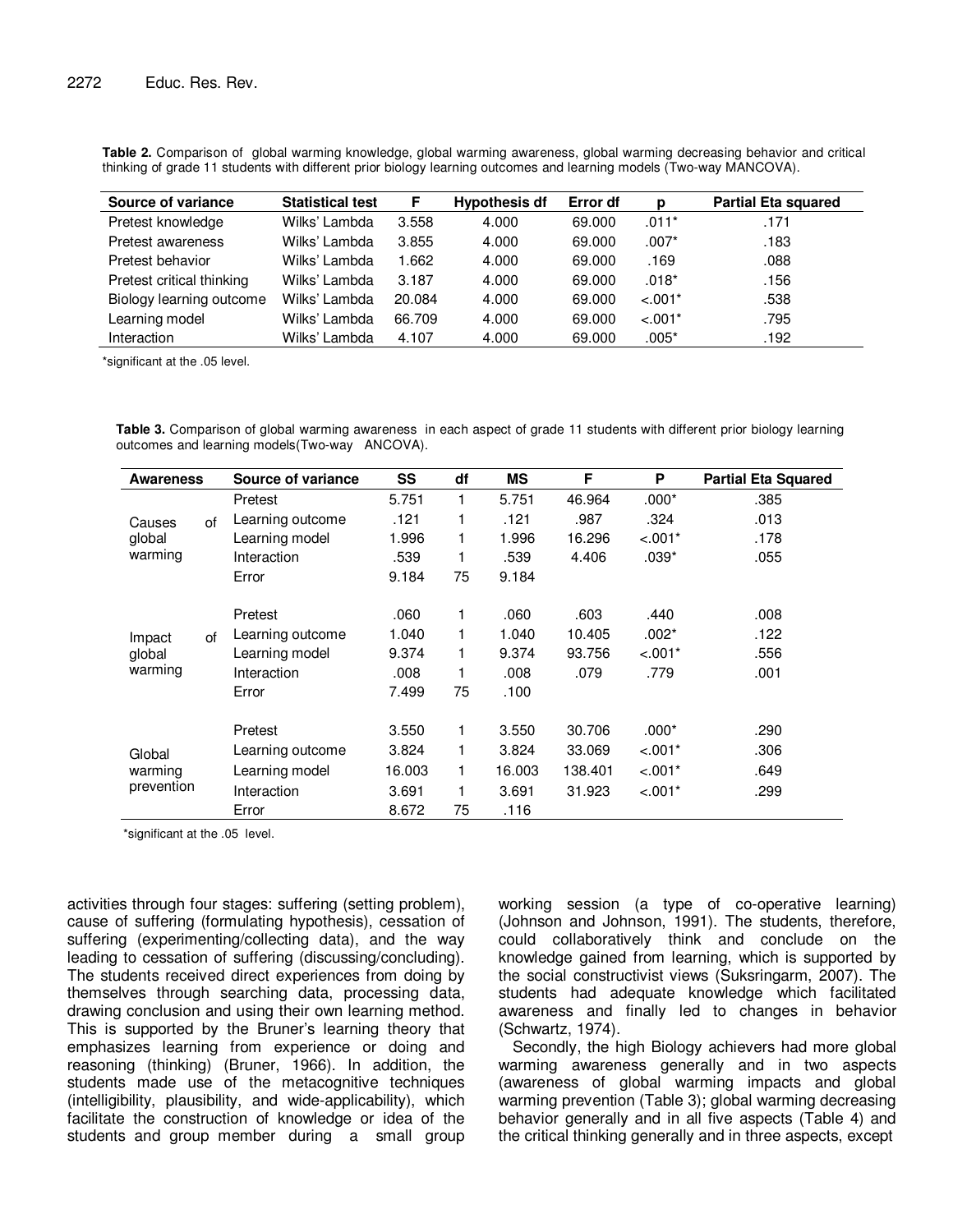**Table 2.** Comparison of global warming knowledge, global warming awareness, global warming decreasing behavior and critical thinking of grade 11 students with different prior biology learning outcomes and learning models (Two-way MANCOVA).

| Source of variance | Statistical test | F | Hypothesis df | Error df | p | Partial Eta squared |
|---|---|---|---|---|---|---|
| Pretest knowledge | Wilks' Lambda | 3.558 | 4.000 | 69.000 | .011* | .171 |
| Pretest awareness | Wilks' Lambda | 3.855 | 4.000 | 69.000 | .007* | .183 |
| Pretest behavior | Wilks' Lambda | 1.662 | 4.000 | 69.000 | .169 | .088 |
| Pretest critical thinking | Wilks' Lambda | 3.187 | 4.000 | 69.000 | .018* | .156 |
| Biology learning outcome | Wilks' Lambda | 20.084 | 4.000 | 69.000 | <.001* | .538 |
| Learning model | Wilks' Lambda | 66.709 | 4.000 | 69.000 | <.001* | .795 |
| Interaction | Wilks' Lambda | 4.107 | 4.000 | 69.000 | .005* | .192 |

*significant at the .05 level.

**Table 3.** Comparison of global warming awareness in each aspect of grade 11 students with different prior biology learning outcomes and learning models(Two-way ANCOVA).

| Awareness | Source of variance | SS | df | MS | F | P | Partial Eta Squared |
|---|---|---|---|---|---|---|---|
| Causes of global warming | Pretest | 5.751 | 1 | 5.751 | 46.964 | .000* | .385 |
| | Learning outcome | .121 | 1 | .121 | .987 | .324 | .013 |
| | Learning model | 1.996 | 1 | 1.996 | 16.296 | <.001* | .178 |
| | Interaction | .539 | 1 | .539 | 4.406 | .039* | .055 |
| | Error | 9.184 | 75 | 9.184 | | | |
| Impact of global warming | Pretest | .060 | 1 | .060 | .603 | .440 | .008 |
| | Learning outcome | 1.040 | 1 | 1.040 | 10.405 | .002* | .122 |
| | Learning model | 9.374 | 1 | 9.374 | 93.756 | <.001* | .556 |
| | Interaction | .008 | 1 | .008 | .079 | .779 | .001 |
| | Error | 7.499 | 75 | .100 | | | |
| Global warming prevention | Pretest | 3.550 | 1 | 3.550 | 30.706 | .000* | .290 |
| | Learning outcome | 3.824 | 1 | 3.824 | 33.069 | <.001* | .306 |
| | Learning model | 16.003 | 1 | 16.003 | 138.401 | <.001* | .649 |
| | Interaction | 3.691 | 1 | 3.691 | 31.923 | <.001* | .299 |
| | Error | 8.672 | 75 | .116 | | | |

*significant at the .05 level.

activities through four stages: suffering (setting problem), cause of suffering (formulating hypothesis), cessation of suffering (experimenting/collecting data), and the way leading to cessation of suffering (discussing/concluding). The students received direct experiences from doing by themselves through searching data, processing data, drawing conclusion and using their own learning method. This is supported by the Bruner's learning theory that emphasizes learning from experience or doing and reasoning (thinking) (Bruner, 1966). In addition, the students made use of the metacognitive techniques (intelligibility, plausibility, and wide-applicability), which facilitate the construction of knowledge or idea of the students and group member during a small group working session (a type of co-operative learning) (Johnson and Johnson, 1991). The students, therefore, could collaboratively think and conclude on the knowledge gained from learning, which is supported by the social constructivist views (Suksringarm, 2007). The students had adequate knowledge which facilitated awareness and finally led to changes in behavior (Schwartz, 1974).

Secondly, the high Biology achievers had more global warming awareness generally and in two aspects (awareness of global warming impacts and global warming prevention (Table 3); global warming decreasing behavior generally and in all five aspects (Table 4) and the critical thinking generally and in three aspects, except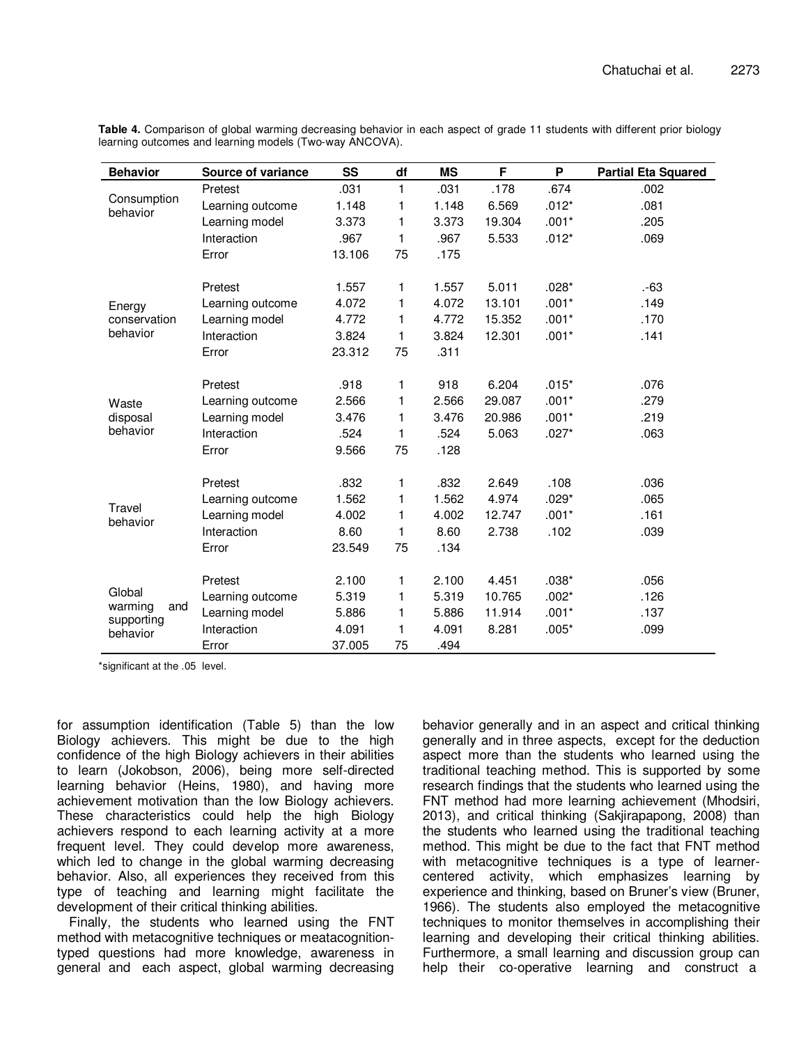**Table 4.** Comparison of global warming decreasing behavior in each aspect of grade 11 students with different prior biology learning outcomes and learning models (Two-way ANCOVA).

| Behavior | Source of variance | SS | df | MS | F | P | Partial Eta Squared |
|---|---|---|---|---|---|---|---|
| Consumption behavior | Pretest | .031 | 1 | .031 | .178 | .674 | .002 |
| | Learning outcome | 1.148 | 1 | 1.148 | 6.569 | .012* | .081 |
| | Learning model | 3.373 | 1 | 3.373 | 19.304 | .001* | .205 |
| | Interaction | .967 | 1 | .967 | 5.533 | .012* | .069 |
| | Error | 13.106 | 75 | .175 | | | |
| Energy conservation behavior | Pretest | 1.557 | 1 | 1.557 | 5.011 | .028* | .-63 |
| | Learning outcome | 4.072 | 1 | 4.072 | 13.101 | .001* | .149 |
| | Learning model | 4.772 | 1 | 4.772 | 15.352 | .001* | .170 |
| | Interaction | 3.824 | 1 | 3.824 | 12.301 | .001* | .141 |
| | Error | 23.312 | 75 | .311 | | | |
| Waste disposal behavior | Pretest | .918 | 1 | 918 | 6.204 | .015* | .076 |
| | Learning outcome | 2.566 | 1 | 2.566 | 29.087 | .001* | .279 |
| | Learning model | 3.476 | 1 | 3.476 | 20.986 | .001* | .219 |
| | Interaction | .524 | 1 | .524 | 5.063 | .027* | .063 |
| | Error | 9.566 | 75 | .128 | | | |
| Travel behavior | Pretest | .832 | 1 | .832 | 2.649 | .108 | .036 |
| | Learning outcome | 1.562 | 1 | 1.562 | 4.974 | .029* | .065 |
| | Learning model | 4.002 | 1 | 4.002 | 12.747 | .001* | .161 |
| | Interaction | 8.60 | 1 | 8.60 | 2.738 | .102 | .039 |
| | Error | 23.549 | 75 | .134 | | | |
| Global warming and supporting behavior | Pretest | 2.100 | 1 | 2.100 | 4.451 | .038* | .056 |
| | Learning outcome | 5.319 | 1 | 5.319 | 10.765 | .002* | .126 |
| | Learning model | 5.886 | 1 | 5.886 | 11.914 | .001* | .137 |
| | Interaction | 4.091 | 1 | 4.091 | 8.281 | .005* | .099 |
| | Error | 37.005 | 75 | .494 | | | |

*significant at the .05 level.

for assumption identification (Table 5) than the low Biology achievers. This might be due to the high confidence of the high Biology achievers in their abilities to learn (Jokobson, 2006), being more self-directed learning behavior (Heins, 1980), and having more achievement motivation than the low Biology achievers. These characteristics could help the high Biology achievers respond to each learning activity at a more frequent level. They could develop more awareness, which led to change in the global warming decreasing behavior. Also, all experiences they received from this type of teaching and learning might facilitate the development of their critical thinking abilities.

Finally, the students who learned using the FNT method with metacognitive techniques or meatacognition-typed questions had more knowledge, awareness in general and each aspect, global warming decreasing behavior generally and in an aspect and critical thinking generally and in three aspects, except for the deduction aspect more than the students who learned using the traditional teaching method. This is supported by some research findings that the students who learned using the FNT method had more learning achievement (Mhodsiri, 2013), and critical thinking (Sakjirapapong, 2008) than the students who learned using the traditional teaching method. This might be due to the fact that FNT method with metacognitive techniques is a type of learner-centered activity, which emphasizes learning by experience and thinking, based on Bruner's view (Bruner, 1966). The students also employed the metacognitive techniques to monitor themselves in accomplishing their learning and developing their critical thinking abilities. Furthermore, a small learning and discussion group can help their co-operative learning and construct a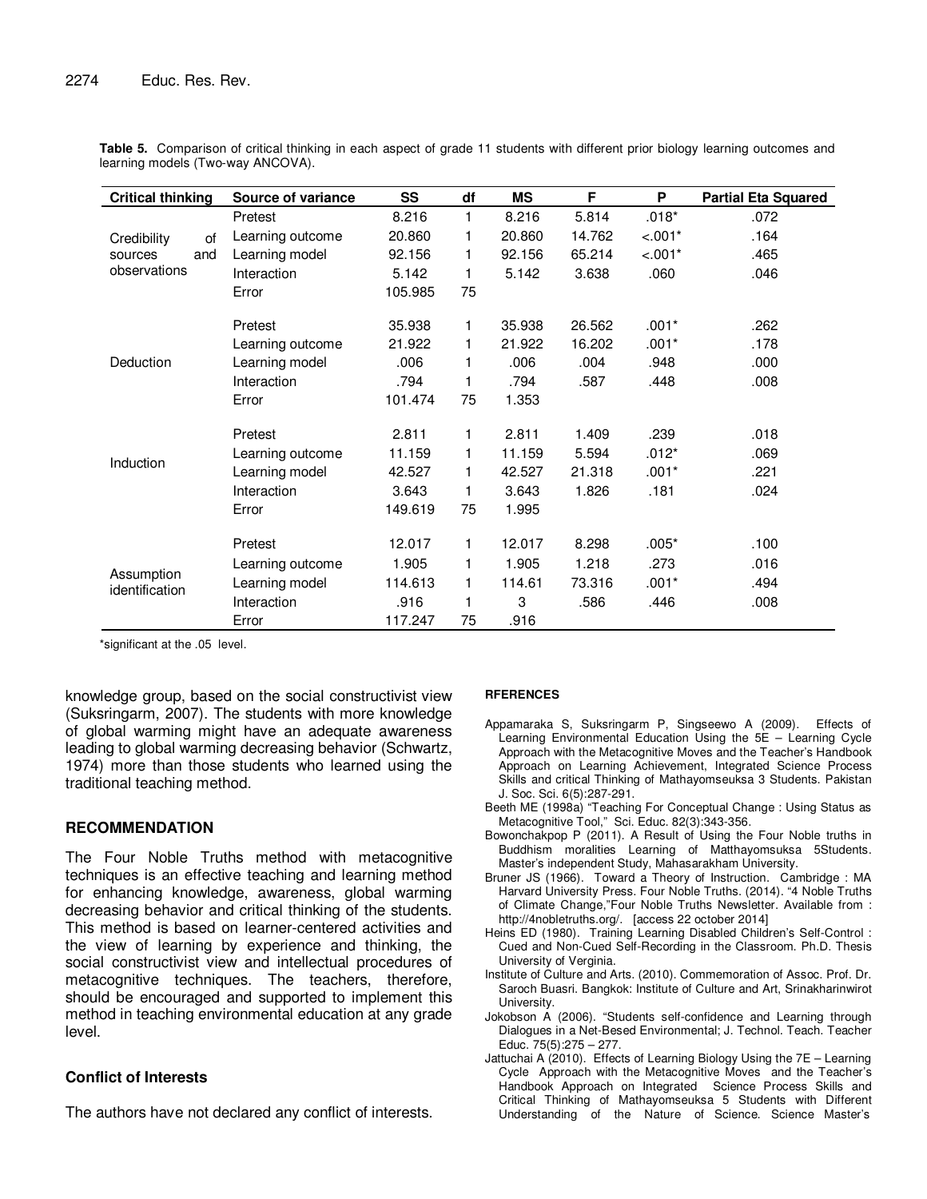**Table 5.** Comparison of critical thinking in each aspect of grade 11 students with different prior biology learning outcomes and learning models (Two-way ANCOVA).

| Critical thinking | Source of variance | SS | df | MS | F | P | Partial Eta Squared |
|---|---|---|---|---|---|---|---|
| Credibility of sources and observations | Pretest | 8.216 | 1 | 8.216 | 5.814 | .018* | .072 |
| | Learning outcome | 20.860 | 1 | 20.860 | 14.762 | <.001* | .164 |
| | Learning model | 92.156 | 1 | 92.156 | 65.214 | <.001* | .465 |
| | Interaction | 5.142 | 1 | 5.142 | 3.638 | .060 | .046 |
| | Error | 105.985 | 75 | | | | |
| Deduction | Pretest | 35.938 | 1 | 35.938 | 26.562 | .001* | .262 |
| | Learning outcome | 21.922 | 1 | 21.922 | 16.202 | .001* | .178 |
| | Learning model | .006 | 1 | .006 | .004 | .948 | .000 |
| | Interaction | .794 | 1 | .794 | .587 | .448 | .008 |
| | Error | 101.474 | 75 | 1.353 | | | |
| Induction | Pretest | 2.811 | 1 | 2.811 | 1.409 | .239 | .018 |
| | Learning outcome | 11.159 | 1 | 11.159 | 5.594 | .012* | .069 |
| | Learning model | 42.527 | 1 | 42.527 | 21.318 | .001* | .221 |
| | Interaction | 3.643 | 1 | 3.643 | 1.826 | .181 | .024 |
| | Error | 149.619 | 75 | 1.995 | | | |
| Assumption identification | Pretest | 12.017 | 1 | 12.017 | 8.298 | .005* | .100 |
| | Learning outcome | 1.905 | 1 | 1.905 | 1.218 | .273 | .016 |
| | Learning model | 114.613 | 1 | 114.61 | 73.316 | .001* | .494 |
| | Interaction | .916 | 1 | 3 | .586 | .446 | .008 |
| | Error | 117.247 | 75 | .916 | | | |

*significant at the .05 level.

knowledge group, based on the social constructivist view (Suksringarm, 2007). The students with more knowledge of global warming might have an adequate awareness leading to global warming decreasing behavior (Schwartz, 1974) more than those students who learned using the traditional teaching method.

## RECOMMENDATION

The Four Noble Truths method with metacognitive techniques is an effective teaching and learning method for enhancing knowledge, awareness, global warming decreasing behavior and critical thinking of the students. This method is based on learner-centered activities and the view of learning by experience and thinking, the social constructivist view and intellectual procedures of metacognitive techniques. The teachers, therefore, should be encouraged and supported to implement this method in teaching environmental education at any grade level.

## Conflict of Interests

The authors have not declared any conflict of interests.

## RFERENCES

Appamaraka S, Suksringarm P, Singseewo A (2009). Effects of Learning Environmental Education Using the 5E – Learning Cycle Approach with the Metacognitive Moves and the Teacher's Handbook Approach on Learning Achievement, Integrated Science Process Skills and critical Thinking of Mathayomseuksa 3 Students. Pakistan J. Soc. Sci. 6(5):287-291.

Beeth ME (1998a) "Teaching For Conceptual Change : Using Status as Metacognitive Tool," Sci. Educ. 82(3):343-356.

Bowonchakpop P (2011). A Result of Using the Four Noble truths in Buddhism moralities Learning of Matthayomsuksa 5Students. Master's independent Study, Mahasarakham University.

Bruner JS (1966). Toward a Theory of Instruction. Cambridge : MA Harvard University Press. Four Noble Truths. (2014). "4 Noble Truths of Climate Change,"Four Noble Truths Newsletter. Available from : http://4nobletruths.org/. [access 22 october 2014]

Heins ED (1980). Training Learning Disabled Children's Self-Control : Cued and Non-Cued Self-Recording in the Classroom. Ph.D. Thesis University of Verginia.

Institute of Culture and Arts. (2010). Commemoration of Assoc. Prof. Dr. Saroch Buasri. Bangkok: Institute of Culture and Art, Srinakharinwirot University.

Jokobson A (2006). "Students self-confidence and Learning through Dialogues in a Net-Besed Environmental; J. Technol. Teach. Teacher Educ. 75(5):275 – 277.

Jattuchai A (2010). Effects of Learning Biology Using the 7E – Learning Cycle Approach with the Metacognitive Moves and the Teacher's Handbook Approach on Integrated Science Process Skills and Critical Thinking of Mathayomseuksa 5 Students with Different Understanding of the Nature of Science. Science Master's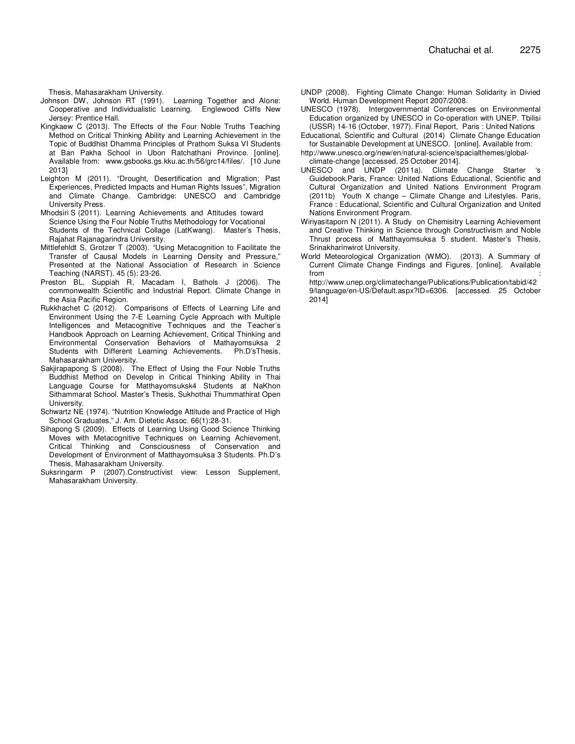Thesis, Mahasarakham University.

Johnson DW, Johnson RT (1991). Learning Together and Alone: Cooperative and Individualistic Learning. Englewood Cliffs New Jersey: Prentice Hall.

Kingkaew C (2013). The Effects of the Four Noble Truths Teaching Method on Critical Thinking Ability and Learning Achievement in the Topic of Buddhist Dhamma Principles of Prathom Suksa VI Students at Ban Pakha School in Ubon Ratchathani Province. [online]. Available from: www.gsbooks.gs.kku.ac.th/56/grc14/files/. [10 June 2013]

Leighton M (2011). "Drought, Desertification and Migration: Past Experiences, Predicted Impacts and Human Rights Issues", Migration and Climate Change. Cambridge: UNESCO and Cambridge University Press.

Mhodsiri S (2011). Learning Achievements and Attitudes toward Science Using the Four Noble Truths Methodology for Vocational Students of the Technical Collage (LatKwang). Master's Thesis, Rajahat Rajanagarindra University.

Mittlefehldt S, Grotzer T (2003). "Using Metacognition to Facilitate the Transfer of Causal Models in Learning Density and Pressure," Presented at the National Association of Research in Science Teaching (NARST). 45 (5): 23-26.

Preston BL, Suppiah R, Macadam I, Bathols J (2006). The commonwealth Scientific and Industrial Report. Climate Change in the Asia Pacific Region.

Rukkhachet C (2012). Comparisons of Effects of Learning Life and Environment Using the 7-E Learning Cycle Approach with Multiple Intelligences and Metacognitive Techniques and the Teacher's Handbook Approach on Learning Achievement, Critical Thinking and Environmental Conservation Behaviors of Mathayomsuksa 2 Students with Different Learning Achievements. Ph.D'sThesis, Mahasarakham University.

Sakjirapapong S (2008). The Effect of Using the Four Noble Truths Buddhist Method on Develop in Critical Thinking Ability in Thai Language Course for Matthayomsuksk4 Students at NaKhon Sithammarat School. Master's Thesis, Sukhothai Thummathirat Open University.

Schwartz NE (1974). "Nutrition Knowledge Attitude and Practice of High School Graduates," J. Am. Dietetic Assoc. 66(1):28-31.

Sihapong S (2009). Effects of Learning Using Good Science Thinking Moves with Metacognitive Techniques on Learning Achievement, Critical Thinking and Consciousness of Conservation and Development of Environment of Matthayomsuksa 3 Students. Ph.D's Thesis, Mahasarakham University.

Suksringarm P (2007).Constructivist view: Lesson Supplement, Mahasarakham University.

UNDP (2008). Fighting Climate Change: Human Solidarity in Divied World. Human Development Report 2007/2008.

UNESCO (1978). Intergovernmental Conferences on Environmental Education organized by UNESCO in Co-operation with UNEP. Tbilisi (USSR) 14-16 (October, 1977). Final Report, Paris : United Nations Educational, Scientific and Cultural (2014) Climate Change Education for Sustainable Development at UNESCO. [online]. Available from: http://www.unesco.org/new/en/natural-science/spacialthemes/global-climate-change [accessed. 25 October 2014].

UNESCO and UNDP (2011a). Climate Change Starter 's Guidebook.Paris, France: United Nations Educational, Scientific and Cultural Organization and United Nations Environment Program (2011b) Youth X change – Climate Change and Lifestyles. Paris, France : Educational, Scientific and Cultural Organization and United Nations Environment Program.

Wiriyasitaporn N (2011). A Study on Chemisitry Learning Achievement and Creative Thinking in Science through Constructivism and Noble Thrust process of Matthayomsuksa 5 student. Master's Thesis, Srinakharinwirot University.

World Meteorological Organization (WMO). (2013). A Summary of Current Climate Change Findings and Figures. [online]. Available from : http://www.unep.org/climatechange/Publications/Publication/tabid/429/language/en-US/Default.aspx?ID=6306. [accessed. 25 October 2014]